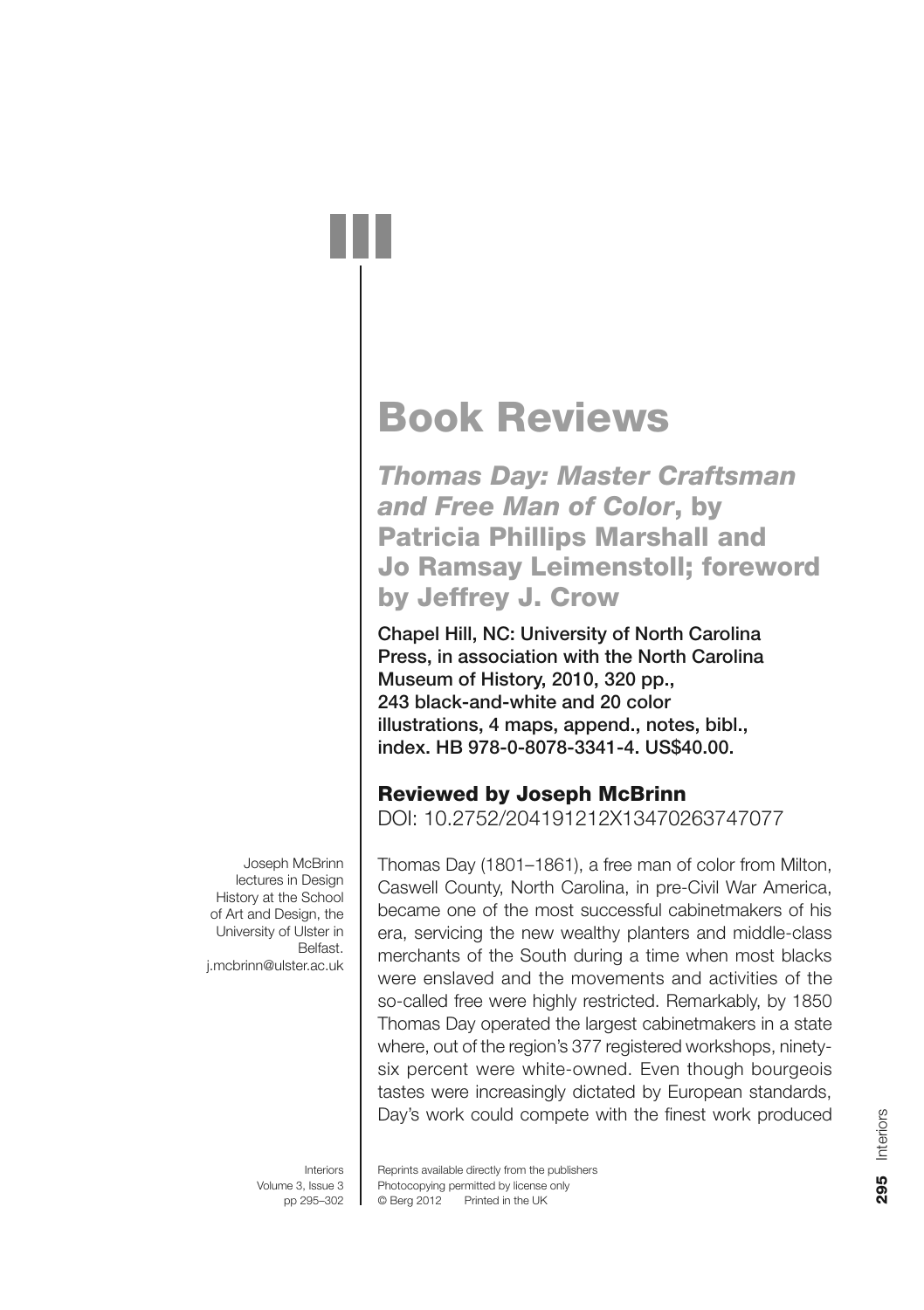# Book Reviews

## *Thomas Day: Master Craftsman and Free Man of Color*, by Patricia Phillips Marshall and Jo Ramsay Leimenstoll; foreword by Jeffrey J. Crow

**Chapel Hill, NC: University of North Carolina Press, in association with the North Carolina Museum of History, 2010, 320 pp., 243 black-and-white and 20 color illustrations, 4 maps, append., notes, bibl., index. HB 978-0-8078-3341-4. US$40.00.**

### Reviewed by Joseph McBrinn

DOI: 10.2752/204191212X13470263747077

Joseph McBrinn lectures in Design History at the School of Art and Design, the University of Ulster in Belfast. j.mcbrinn@ulster.ac.uk

Thomas Day (1801–1861), a free man of color from Milton, Caswell County, North Carolina, in pre-Civil War America, became one of the most successful cabinetmakers of his era, servicing the new wealthy planters and middle-class merchants of the South during a time when most blacks were enslaved and the movements and activities of the so-called free were highly restricted. Remarkably, by 1850 Thomas Day operated the largest cabinetmakers in a state where, out of the region's 377 registered workshops, ninety-six percent were white-owned. Even though bourgeois tastes were increasingly dictated by European standards, Day's work could compete with the finest work produced

Reprints available directly from the publishers
Photocopying permitted by license only
© Berg 2012 Printed in the UK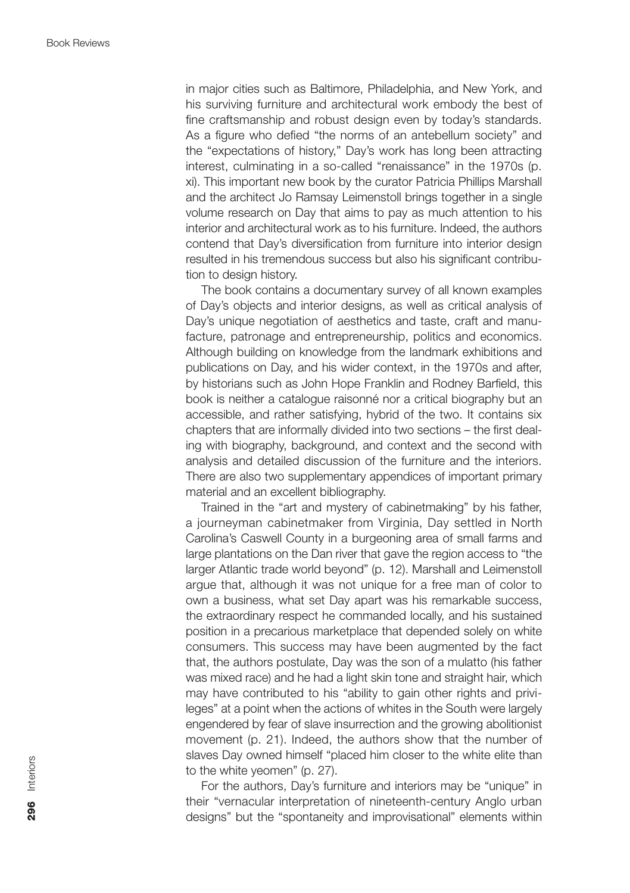in major cities such as Baltimore, Philadelphia, and New York, and his surviving furniture and architectural work embody the best of fine craftsmanship and robust design even by today's standards. As a figure who defied "the norms of an antebellum society" and the "expectations of history," Day's work has long been attracting interest, culminating in a so-called "renaissance" in the 1970s (p. xi). This important new book by the curator Patricia Phillips Marshall and the architect Jo Ramsay Leimenstoll brings together in a single volume research on Day that aims to pay as much attention to his interior and architectural work as to his furniture. Indeed, the authors contend that Day's diversification from furniture into interior design resulted in his tremendous success but also his significant contribution to design history.

The book contains a documentary survey of all known examples of Day's objects and interior designs, as well as critical analysis of Day's unique negotiation of aesthetics and taste, craft and manufacture, patronage and entrepreneurship, politics and economics. Although building on knowledge from the landmark exhibitions and publications on Day, and his wider context, in the 1970s and after, by historians such as John Hope Franklin and Rodney Barfield, this book is neither a catalogue raisonné nor a critical biography but an accessible, and rather satisfying, hybrid of the two. It contains six chapters that are informally divided into two sections – the first dealing with biography, background, and context and the second with analysis and detailed discussion of the furniture and the interiors. There are also two supplementary appendices of important primary material and an excellent bibliography.

Trained in the "art and mystery of cabinetmaking" by his father, a journeyman cabinetmaker from Virginia, Day settled in North Carolina's Caswell County in a burgeoning area of small farms and large plantations on the Dan river that gave the region access to "the larger Atlantic trade world beyond" (p. 12). Marshall and Leimenstoll argue that, although it was not unique for a free man of color to own a business, what set Day apart was his remarkable success, the extraordinary respect he commanded locally, and his sustained position in a precarious marketplace that depended solely on white consumers. This success may have been augmented by the fact that, the authors postulate, Day was the son of a mulatto (his father was mixed race) and he had a light skin tone and straight hair, which may have contributed to his "ability to gain other rights and privileges" at a point when the actions of whites in the South were largely engendered by fear of slave insurrection and the growing abolitionist movement (p. 21). Indeed, the authors show that the number of slaves Day owned himself "placed him closer to the white elite than to the white yeomen" (p. 27).

For the authors, Day's furniture and interiors may be "unique" in their "vernacular interpretation of nineteenth-century Anglo urban designs" but the "spontaneity and improvisational" elements within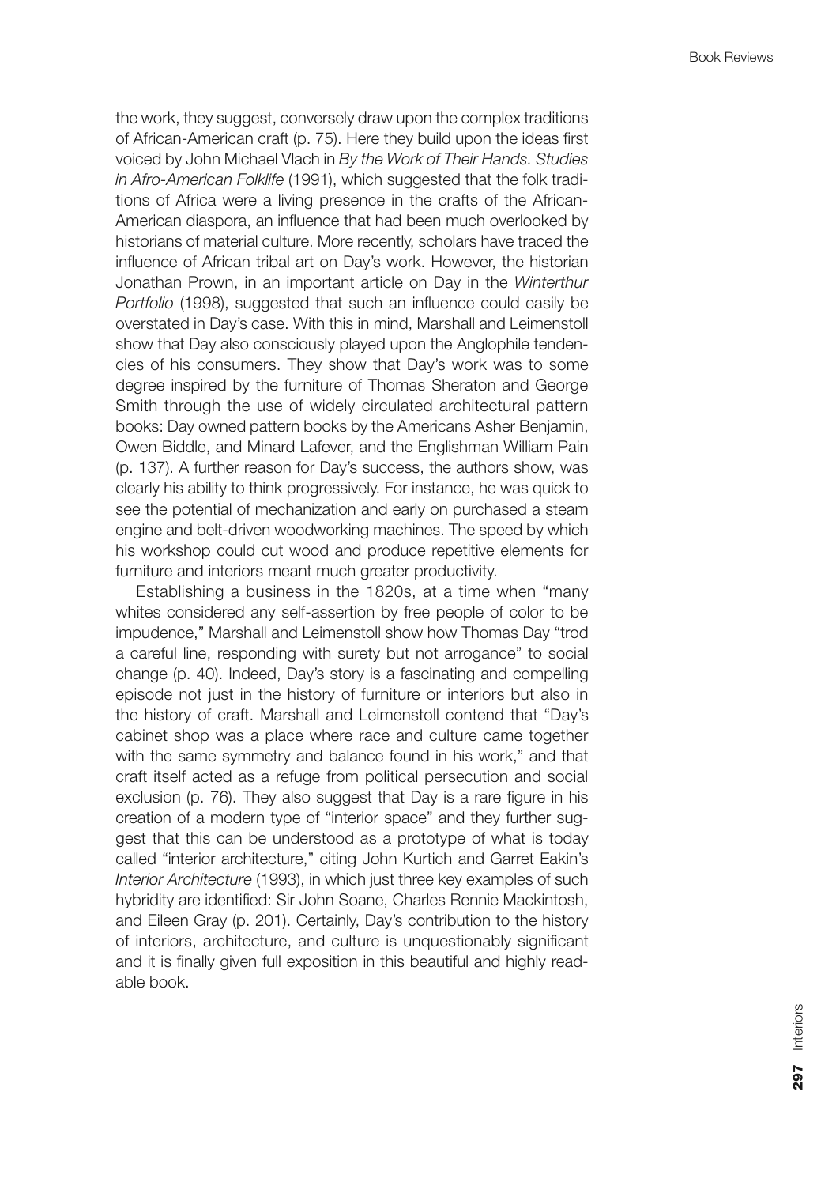the work, they suggest, conversely draw upon the complex traditions of African-American craft (p. 75). Here they build upon the ideas first voiced by John Michael Vlach in *By the Work of Their Hands. Studies in Afro-American Folklife* (1991), which suggested that the folk traditions of Africa were a living presence in the crafts of the African-American diaspora, an influence that had been much overlooked by historians of material culture. More recently, scholars have traced the influence of African tribal art on Day's work. However, the historian Jonathan Prown, in an important article on Day in the *Winterthur Portfolio* (1998), suggested that such an influence could easily be overstated in Day's case. With this in mind, Marshall and Leimenstoll show that Day also consciously played upon the Anglophile tendencies of his consumers. They show that Day's work was to some degree inspired by the furniture of Thomas Sheraton and George Smith through the use of widely circulated architectural pattern books: Day owned pattern books by the Americans Asher Benjamin, Owen Biddle, and Minard Lafever, and the Englishman William Pain (p. 137). A further reason for Day's success, the authors show, was clearly his ability to think progressively. For instance, he was quick to see the potential of mechanization and early on purchased a steam engine and belt-driven woodworking machines. The speed by which his workshop could cut wood and produce repetitive elements for furniture and interiors meant much greater productivity.

Establishing a business in the 1820s, at a time when "many whites considered any self-assertion by free people of color to be impudence," Marshall and Leimenstoll show how Thomas Day "trod a careful line, responding with surety but not arrogance" to social change (p. 40). Indeed, Day's story is a fascinating and compelling episode not just in the history of furniture or interiors but also in the history of craft. Marshall and Leimenstoll contend that "Day's cabinet shop was a place where race and culture came together with the same symmetry and balance found in his work," and that craft itself acted as a refuge from political persecution and social exclusion (p. 76). They also suggest that Day is a rare figure in his creation of a modern type of "interior space" and they further suggest that this can be understood as a prototype of what is today called "interior architecture," citing John Kurtich and Garret Eakin's *Interior Architecture* (1993), in which just three key examples of such hybridity are identified: Sir John Soane, Charles Rennie Mackintosh, and Eileen Gray (p. 201). Certainly, Day's contribution to the history of interiors, architecture, and culture is unquestionably significant and it is finally given full exposition in this beautiful and highly readable book.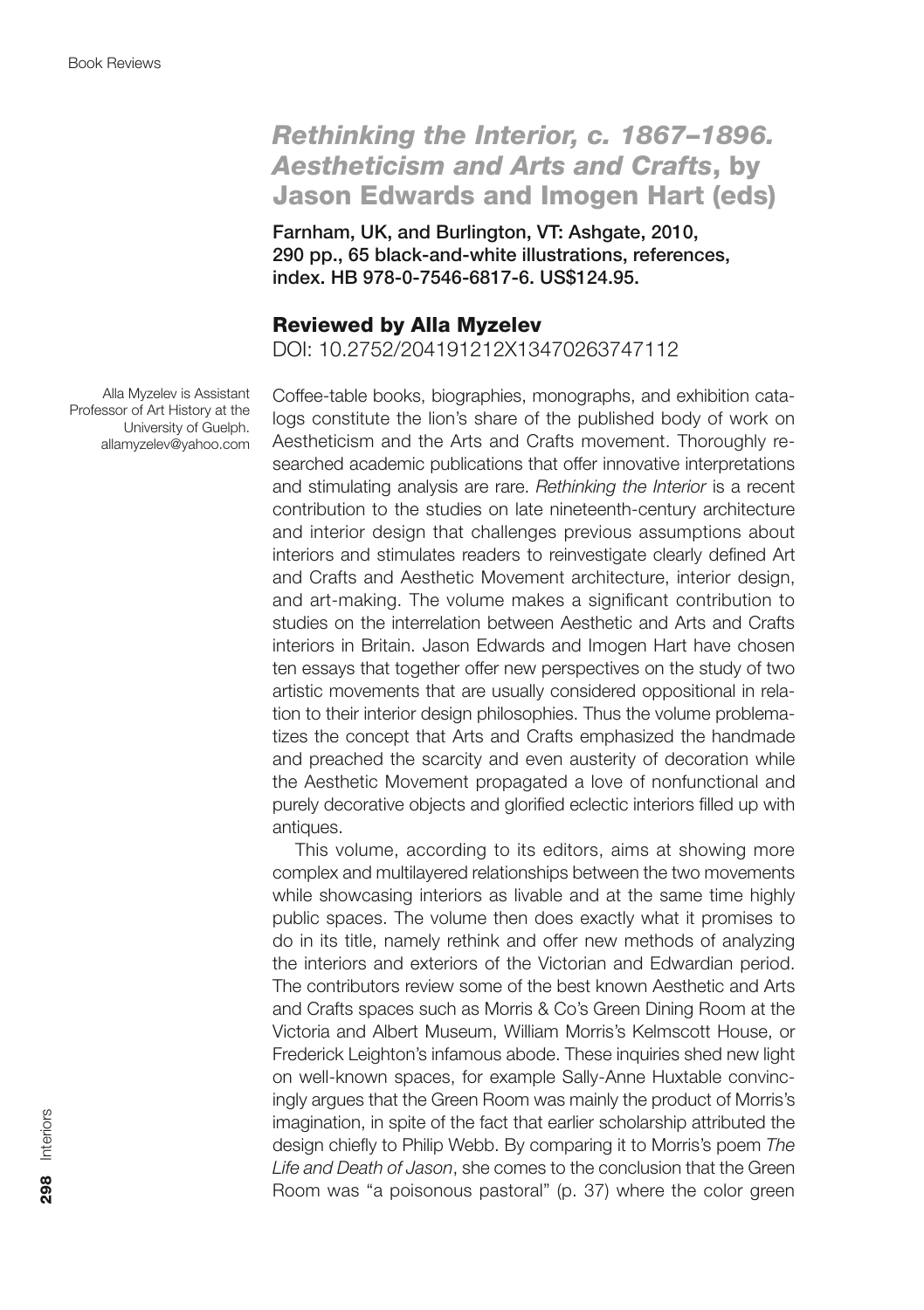# *Rethinking the Interior, c. 1867–1896. Aestheticism and Arts and Crafts*, by Jason Edwards and Imogen Hart (eds)

**Farnham, UK, and Burlington, VT: Ashgate, 2010, 290 pp., 65 black-and-white illustrations, references, index. HB 978-0-7546-6817-6. US$124.95.**

## Reviewed by Alla Myzelev

DOI: 10.2752/204191212X13470263747112

Alla Myzelev is Assistant Professor of Art History at the University of Guelph. allamyzelev@yahoo.com

Coffee-table books, biographies, monographs, and exhibition catalogs constitute the lion's share of the published body of work on Aestheticism and the Arts and Crafts movement. Thoroughly researched academic publications that offer innovative interpretations and stimulating analysis are rare. *Rethinking the Interior* is a recent contribution to the studies on late nineteenth-century architecture and interior design that challenges previous assumptions about interiors and stimulates readers to reinvestigate clearly defined Art and Crafts and Aesthetic Movement architecture, interior design, and art-making. The volume makes a significant contribution to studies on the interrelation between Aesthetic and Arts and Crafts interiors in Britain. Jason Edwards and Imogen Hart have chosen ten essays that together offer new perspectives on the study of two artistic movements that are usually considered oppositional in relation to their interior design philosophies. Thus the volume problematizes the concept that Arts and Crafts emphasized the handmade and preached the scarcity and even austerity of decoration while the Aesthetic Movement propagated a love of nonfunctional and purely decorative objects and glorified eclectic interiors filled up with antiques.

This volume, according to its editors, aims at showing more complex and multilayered relationships between the two movements while showcasing interiors as livable and at the same time highly public spaces. The volume then does exactly what it promises to do in its title, namely rethink and offer new methods of analyzing the interiors and exteriors of the Victorian and Edwardian period. The contributors review some of the best known Aesthetic and Arts and Crafts spaces such as Morris & Co's Green Dining Room at the Victoria and Albert Museum, William Morris's Kelmscott House, or Frederick Leighton's infamous abode. These inquiries shed new light on well-known spaces, for example Sally-Anne Huxtable convincingly argues that the Green Room was mainly the product of Morris's imagination, in spite of the fact that earlier scholarship attributed the design chiefly to Philip Webb. By comparing it to Morris's poem *The Life and Death of Jason*, she comes to the conclusion that the Green Room was "a poisonous pastoral" (p. 37) where the color green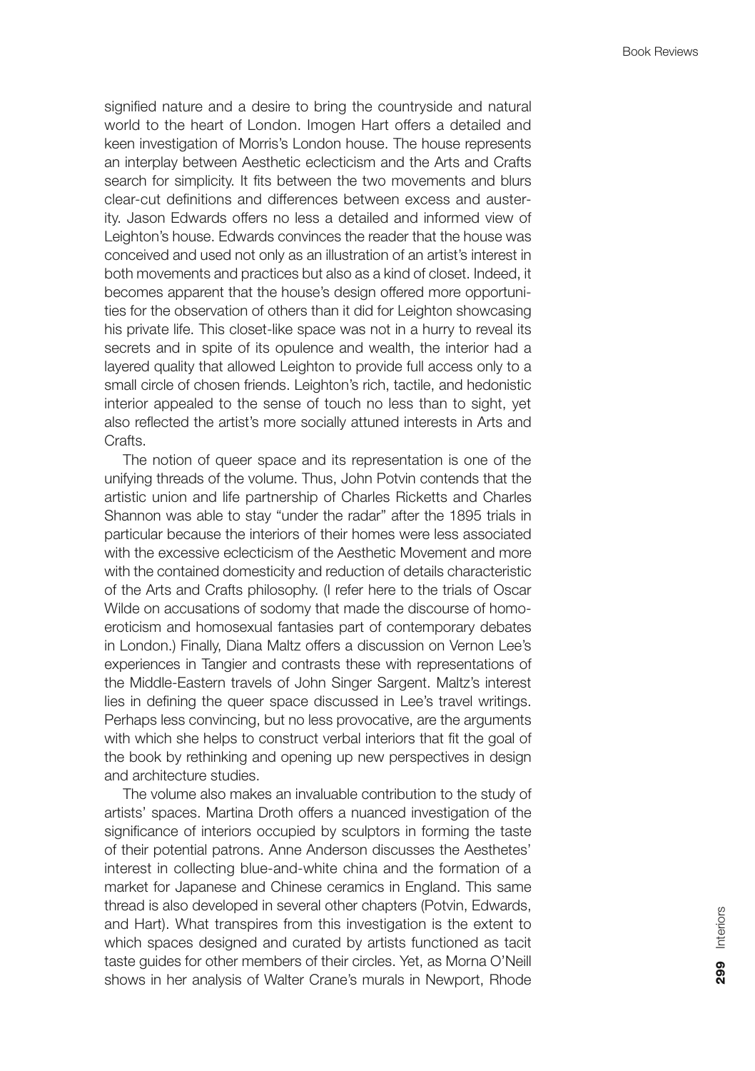signified nature and a desire to bring the countryside and natural world to the heart of London. Imogen Hart offers a detailed and keen investigation of Morris's London house. The house represents an interplay between Aesthetic eclecticism and the Arts and Crafts search for simplicity. It fits between the two movements and blurs clear-cut definitions and differences between excess and austerity. Jason Edwards offers no less a detailed and informed view of Leighton's house. Edwards convinces the reader that the house was conceived and used not only as an illustration of an artist's interest in both movements and practices but also as a kind of closet. Indeed, it becomes apparent that the house's design offered more opportunities for the observation of others than it did for Leighton showcasing his private life. This closet-like space was not in a hurry to reveal its secrets and in spite of its opulence and wealth, the interior had a layered quality that allowed Leighton to provide full access only to a small circle of chosen friends. Leighton's rich, tactile, and hedonistic interior appealed to the sense of touch no less than to sight, yet also reflected the artist's more socially attuned interests in Arts and Crafts.

The notion of queer space and its representation is one of the unifying threads of the volume. Thus, John Potvin contends that the artistic union and life partnership of Charles Ricketts and Charles Shannon was able to stay "under the radar" after the 1895 trials in particular because the interiors of their homes were less associated with the excessive eclecticism of the Aesthetic Movement and more with the contained domesticity and reduction of details characteristic of the Arts and Crafts philosophy. (I refer here to the trials of Oscar Wilde on accusations of sodomy that made the discourse of homoeroticism and homosexual fantasies part of contemporary debates in London.) Finally, Diana Maltz offers a discussion on Vernon Lee's experiences in Tangier and contrasts these with representations of the Middle-Eastern travels of John Singer Sargent. Maltz's interest lies in defining the queer space discussed in Lee's travel writings. Perhaps less convincing, but no less provocative, are the arguments with which she helps to construct verbal interiors that fit the goal of the book by rethinking and opening up new perspectives in design and architecture studies.

The volume also makes an invaluable contribution to the study of artists' spaces. Martina Droth offers a nuanced investigation of the significance of interiors occupied by sculptors in forming the taste of their potential patrons. Anne Anderson discusses the Aesthetes' interest in collecting blue-and-white china and the formation of a market for Japanese and Chinese ceramics in England. This same thread is also developed in several other chapters (Potvin, Edwards, and Hart). What transpires from this investigation is the extent to which spaces designed and curated by artists functioned as tacit taste guides for other members of their circles. Yet, as Morna O'Neill shows in her analysis of Walter Crane's murals in Newport, Rhode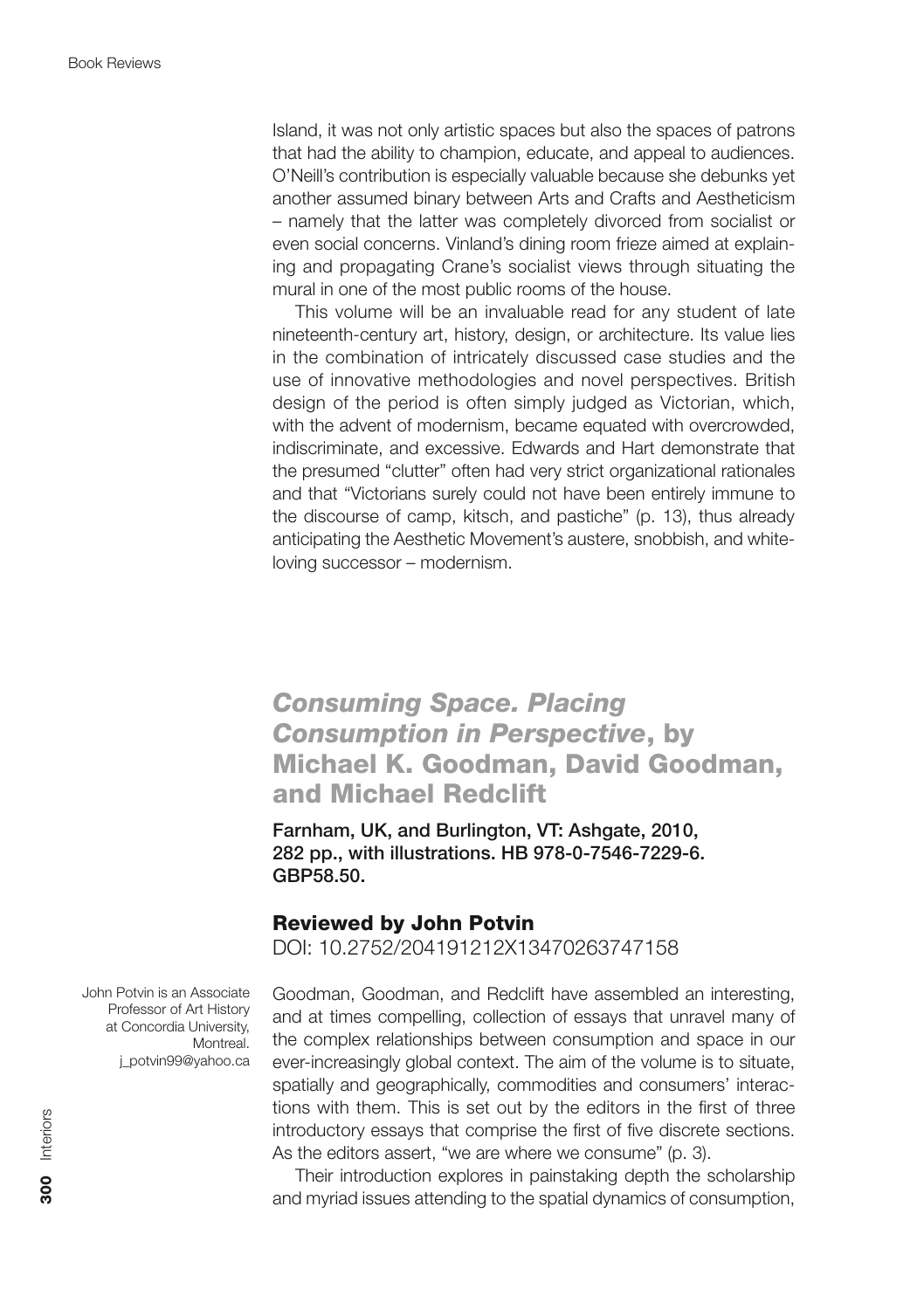Island, it was not only artistic spaces but also the spaces of patrons that had the ability to champion, educate, and appeal to audiences. O'Neill's contribution is especially valuable because she debunks yet another assumed binary between Arts and Crafts and Aestheticism – namely that the latter was completely divorced from socialist or even social concerns. Vinland's dining room frieze aimed at explaining and propagating Crane's socialist views through situating the mural in one of the most public rooms of the house.

This volume will be an invaluable read for any student of late nineteenth-century art, history, design, or architecture. Its value lies in the combination of intricately discussed case studies and the use of innovative methodologies and novel perspectives. British design of the period is often simply judged as Victorian, which, with the advent of modernism, became equated with overcrowded, indiscriminate, and excessive. Edwards and Hart demonstrate that the presumed "clutter" often had very strict organizational rationales and that "Victorians surely could not have been entirely immune to the discourse of camp, kitsch, and pastiche" (p. 13), thus already anticipating the Aesthetic Movement's austere, snobbish, and white-loving successor – modernism.

## *Consuming Space. Placing Consumption in Perspective*, by Michael K. Goodman, David Goodman, and Michael Redclift

**Farnham, UK, and Burlington, VT: Ashgate, 2010, 282 pp., with illustrations. HB 978-0-7546-7229-6. GBP58.50.**

### Reviewed by John Potvin

DOI: 10.2752/204191212X13470263747158

John Potvin is an Associate Professor of Art History at Concordia University, Montreal. j_potvin99@yahoo.ca

Goodman, Goodman, and Redclift have assembled an interesting, and at times compelling, collection of essays that unravel many of the complex relationships between consumption and space in our ever-increasingly global context. The aim of the volume is to situate, spatially and geographically, commodities and consumers' interactions with them. This is set out by the editors in the first of three introductory essays that comprise the first of five discrete sections. As the editors assert, "we are where we consume" (p. 3).

Their introduction explores in painstaking depth the scholarship and myriad issues attending to the spatial dynamics of consumption,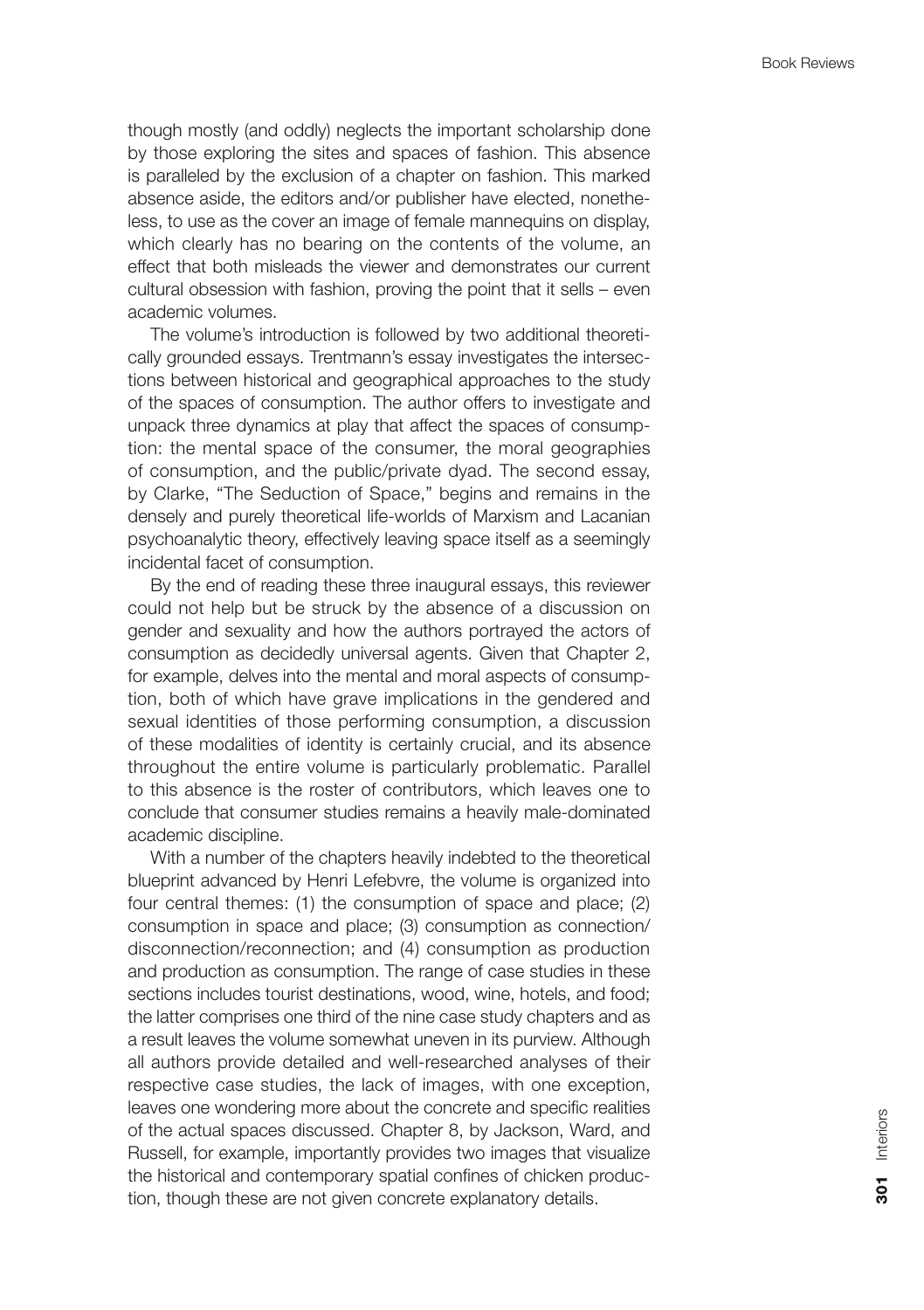though mostly (and oddly) neglects the important scholarship done by those exploring the sites and spaces of fashion. This absence is paralleled by the exclusion of a chapter on fashion. This marked absence aside, the editors and/or publisher have elected, nonetheless, to use as the cover an image of female mannequins on display, which clearly has no bearing on the contents of the volume, an effect that both misleads the viewer and demonstrates our current cultural obsession with fashion, proving the point that it sells – even academic volumes.

The volume's introduction is followed by two additional theoretically grounded essays. Trentmann's essay investigates the intersections between historical and geographical approaches to the study of the spaces of consumption. The author offers to investigate and unpack three dynamics at play that affect the spaces of consumption: the mental space of the consumer, the moral geographies of consumption, and the public/private dyad. The second essay, by Clarke, "The Seduction of Space," begins and remains in the densely and purely theoretical life-worlds of Marxism and Lacanian psychoanalytic theory, effectively leaving space itself as a seemingly incidental facet of consumption.

By the end of reading these three inaugural essays, this reviewer could not help but be struck by the absence of a discussion on gender and sexuality and how the authors portrayed the actors of consumption as decidedly universal agents. Given that Chapter 2, for example, delves into the mental and moral aspects of consumption, both of which have grave implications in the gendered and sexual identities of those performing consumption, a discussion of these modalities of identity is certainly crucial, and its absence throughout the entire volume is particularly problematic. Parallel to this absence is the roster of contributors, which leaves one to conclude that consumer studies remains a heavily male-dominated academic discipline.

With a number of the chapters heavily indebted to the theoretical blueprint advanced by Henri Lefebvre, the volume is organized into four central themes: (1) the consumption of space and place; (2) consumption in space and place; (3) consumption as connection/disconnection/reconnection; and (4) consumption as production and production as consumption. The range of case studies in these sections includes tourist destinations, wood, wine, hotels, and food; the latter comprises one third of the nine case study chapters and as a result leaves the volume somewhat uneven in its purview. Although all authors provide detailed and well-researched analyses of their respective case studies, the lack of images, with one exception, leaves one wondering more about the concrete and specific realities of the actual spaces discussed. Chapter 8, by Jackson, Ward, and Russell, for example, importantly provides two images that visualize the historical and contemporary spatial confines of chicken production, though these are not given concrete explanatory details.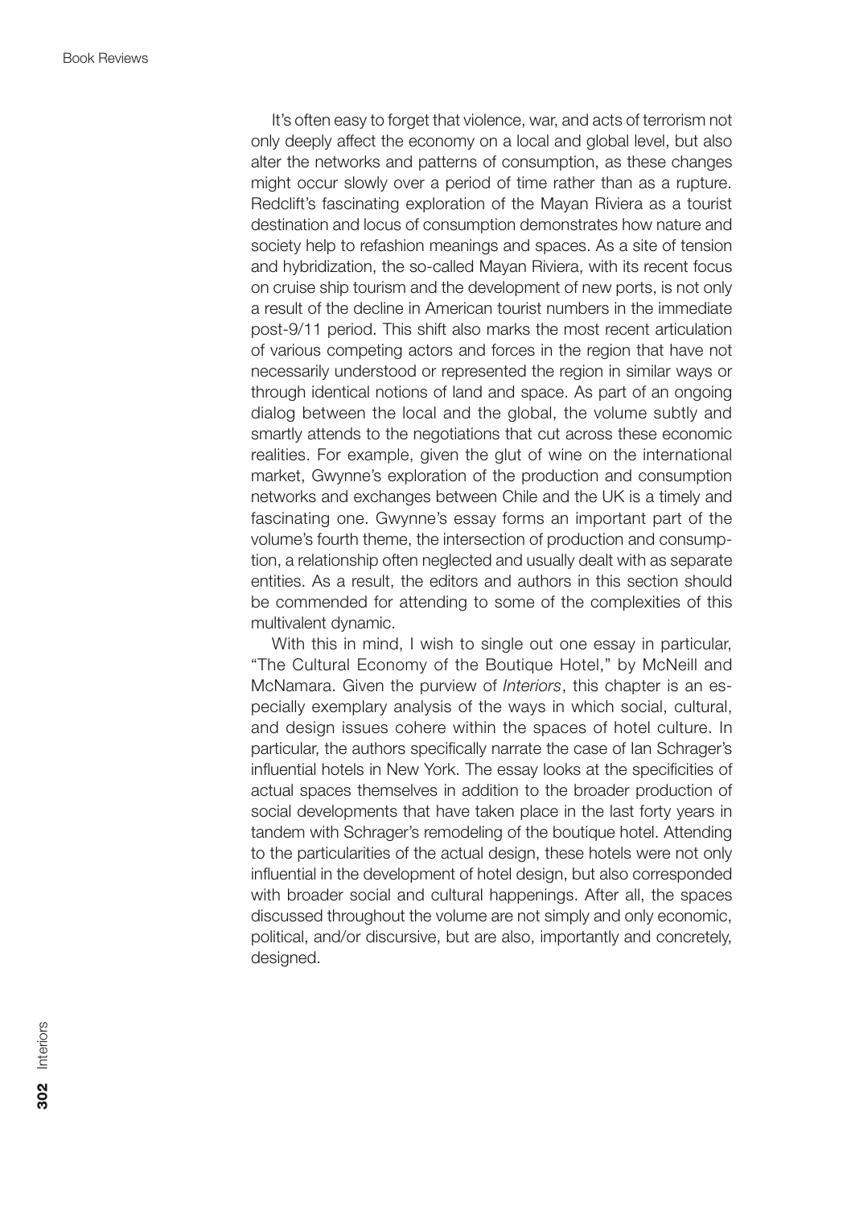It's often easy to forget that violence, war, and acts of terrorism not only deeply affect the economy on a local and global level, but also alter the networks and patterns of consumption, as these changes might occur slowly over a period of time rather than as a rupture. Redclift's fascinating exploration of the Mayan Riviera as a tourist destination and locus of consumption demonstrates how nature and society help to refashion meanings and spaces. As a site of tension and hybridization, the so-called Mayan Riviera, with its recent focus on cruise ship tourism and the development of new ports, is not only a result of the decline in American tourist numbers in the immediate post-9/11 period. This shift also marks the most recent articulation of various competing actors and forces in the region that have not necessarily understood or represented the region in similar ways or through identical notions of land and space. As part of an ongoing dialog between the local and the global, the volume subtly and smartly attends to the negotiations that cut across these economic realities. For example, given the glut of wine on the international market, Gwynne's exploration of the production and consumption networks and exchanges between Chile and the UK is a timely and fascinating one. Gwynne's essay forms an important part of the volume's fourth theme, the intersection of production and consumption, a relationship often neglected and usually dealt with as separate entities. As a result, the editors and authors in this section should be commended for attending to some of the complexities of this multivalent dynamic.

With this in mind, I wish to single out one essay in particular, "The Cultural Economy of the Boutique Hotel," by McNeill and McNamara. Given the purview of *Interiors*, this chapter is an especially exemplary analysis of the ways in which social, cultural, and design issues cohere within the spaces of hotel culture. In particular, the authors specifically narrate the case of Ian Schrager's influential hotels in New York. The essay looks at the specificities of actual spaces themselves in addition to the broader production of social developments that have taken place in the last forty years in tandem with Schrager's remodeling of the boutique hotel. Attending to the particularities of the actual design, these hotels were not only influential in the development of hotel design, but also corresponded with broader social and cultural happenings. After all, the spaces discussed throughout the volume are not simply and only economic, political, and/or discursive, but are also, importantly and concretely, designed.